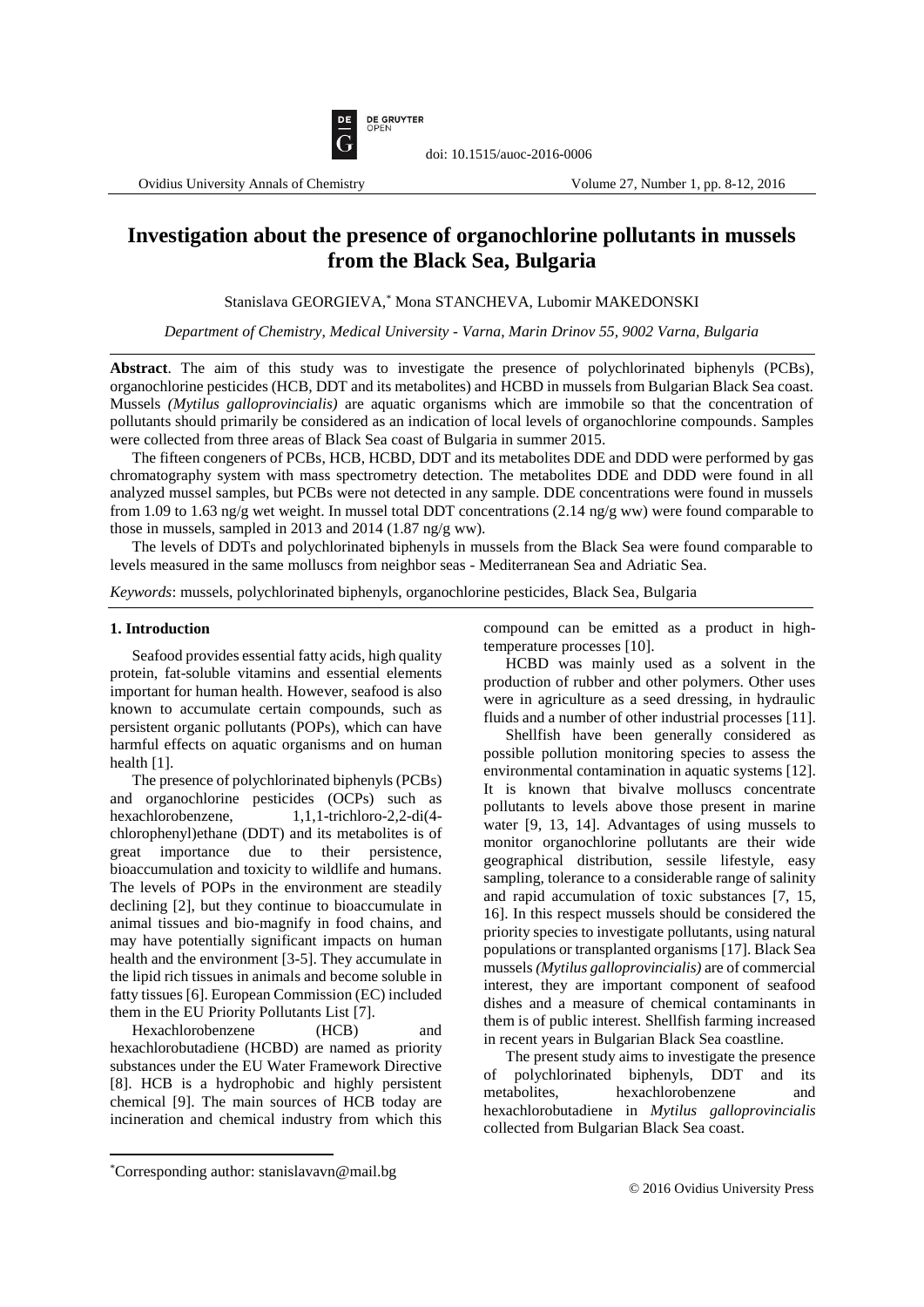# Investigation about the presence of organochlorine pollutants in mussels from the Black Sea, Bulgaria

Stanislava GEORGIEVA,* Mona STANCHEVA, Lubomir MAKEDONSKI

*Department of Chemistry, Medical University - Varna, Marin Drinov 55, 9002 Varna, Bulgaria*

**Abstract**. The aim of this study was to investigate the presence of polychlorinated biphenyls (PCBs), organochlorine pesticides (HCB, DDT and its metabolites) and HCBD in mussels from Bulgarian Black Sea coast. Mussels *(Mytilus galloprovincialis)* are aquatic organisms which are immobile so that the concentration of pollutants should primarily be considered as an indication of local levels of organochlorine compounds. Samples were collected from three areas of Black Sea coast of Bulgaria in summer 2015.

The fifteen congeners of PCBs, HCB, HCBD, DDT and its metabolites DDE and DDD were performed by gas chromatography system with mass spectrometry detection. The metabolites DDE and DDD were found in all analyzed mussel samples, but PCBs were not detected in any sample. DDE concentrations were found in mussels from 1.09 to 1.63 ng/g wet weight. In mussel total DDT concentrations (2.14 ng/g ww) were found comparable to those in mussels, sampled in 2013 and 2014 (1.87 ng/g ww).

The levels of DDTs and polychlorinated biphenyls in mussels from the Black Sea were found comparable to levels measured in the same molluscs from neighbor seas - Mediterranean Sea and Adriatic Sea.

*Keywords*: mussels, polychlorinated biphenyls, organochlorine pesticides, Black Sea, Bulgaria

## 1. Introduction

Seafood provides essential fatty acids, high quality protein, fat-soluble vitamins and essential elements important for human health. However, seafood is also known to accumulate certain compounds, such as persistent organic pollutants (POPs), which can have harmful effects on aquatic organisms and on human health [1].

The presence of polychlorinated biphenyls (PCBs) and organochlorine pesticides (OCPs) such as hexachlorobenzene, 1,1,1-trichloro-2,2-di(4-chlorophenyl)ethane (DDT) and its metabolites is of great importance due to their persistence, bioaccumulation and toxicity to wildlife and humans. The levels of POPs in the environment are steadily declining [2], but they continue to bioaccumulate in animal tissues and bio-magnify in food chains, and may have potentially significant impacts on human health and the environment [3-5]. They accumulate in the lipid rich tissues in animals and become soluble in fatty tissues [6]. European Commission (EC) included them in the EU Priority Pollutants List [7].

Hexachlorobenzene (HCB) and hexachlorobutadiene (HCBD) are named as priority substances under the EU Water Framework Directive [8]. HCB is a hydrophobic and highly persistent chemical [9]. The main sources of HCB today are incineration and chemical industry from which this compound can be emitted as a product in high-temperature processes [10].

HCBD was mainly used as a solvent in the production of rubber and other polymers. Other uses were in agriculture as a seed dressing, in hydraulic fluids and a number of other industrial processes [11].

Shellfish have been generally considered as possible pollution monitoring species to assess the environmental contamination in aquatic systems [12]. It is known that bivalve molluscs concentrate pollutants to levels above those present in marine water [9, 13, 14]. Advantages of using mussels to monitor organochlorine pollutants are their wide geographical distribution, sessile lifestyle, easy sampling, tolerance to a considerable range of salinity and rapid accumulation of toxic substances [7, 15, 16]. In this respect mussels should be considered the priority species to investigate pollutants, using natural populations or transplanted organisms [17]. Black Sea mussels *(Mytilus galloprovincialis)* are of commercial interest, they are important component of seafood dishes and a measure of chemical contaminants in them is of public interest. Shellfish farming increased in recent years in Bulgarian Black Sea coastline.

The present study aims to investigate the presence of polychlorinated biphenyls, DDT and its metabolites, hexachlorobenzene and hexachlorobutadiene in *Mytilus galloprovincialis* collected from Bulgarian Black Sea coast.

*Corresponding author: stanislavavn@mail.bg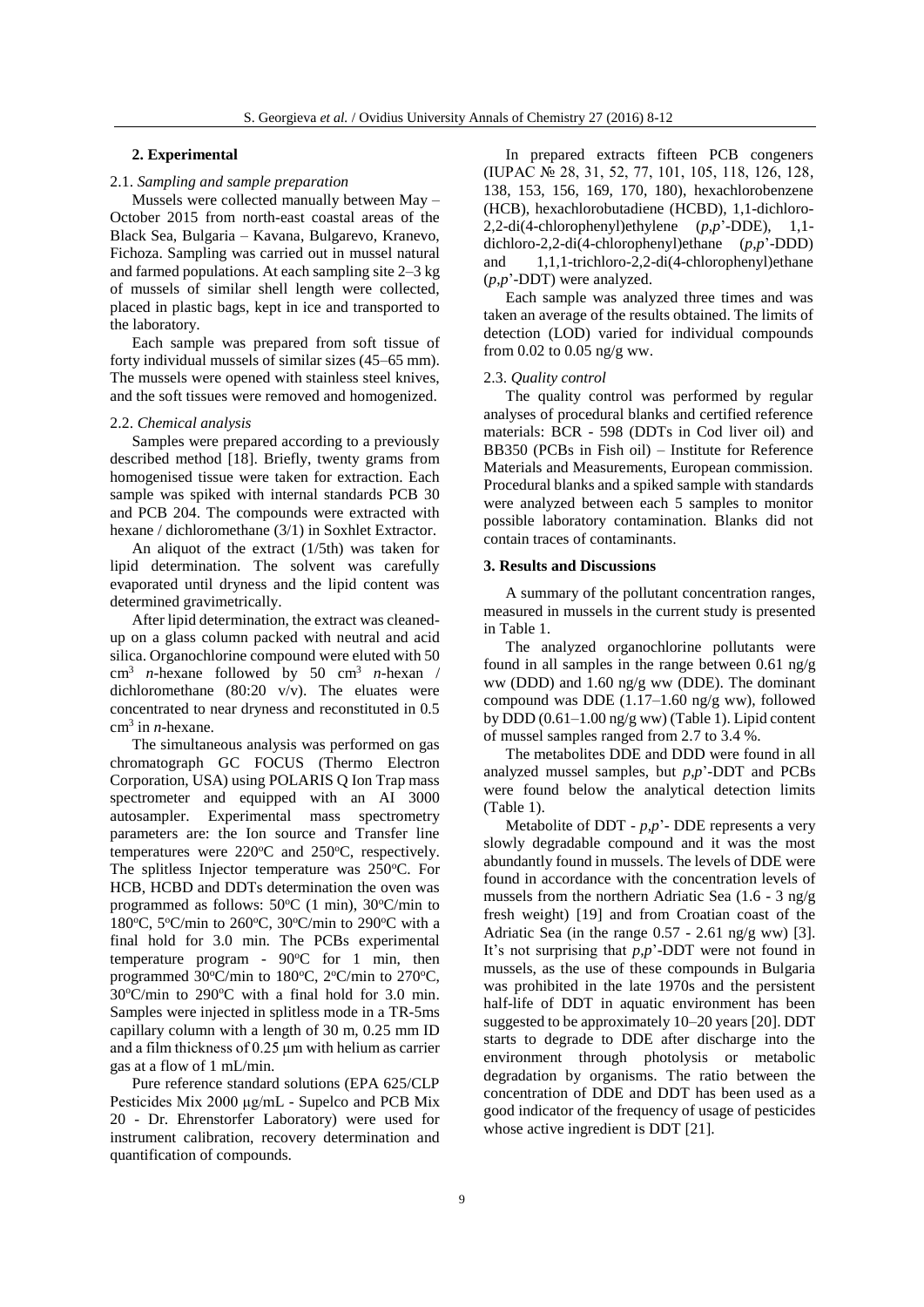## 2. Experimental

### 2.1. *Sampling and sample preparation*

Mussels were collected manually between May – October 2015 from north-east coastal areas of the Black Sea, Bulgaria – Kavana, Bulgarevo, Kranevo, Fichoza. Sampling was carried out in mussel natural and farmed populations. At each sampling site 2–3 kg of mussels of similar shell length were collected, placed in plastic bags, kept in ice and transported to the laboratory.

Each sample was prepared from soft tissue of forty individual mussels of similar sizes (45–65 mm). The mussels were opened with stainless steel knives, and the soft tissues were removed and homogenized.

### 2.2. *Chemical analysis*

Samples were prepared according to a previously described method [18]. Briefly, twenty grams from homogenised tissue were taken for extraction. Each sample was spiked with internal standards PCB 30 and PCB 204. The compounds were extracted with hexane / dichloromethane (3/1) in Soxhlet Extractor.

An aliquot of the extract (1/5th) was taken for lipid determination. The solvent was carefully evaporated until dryness and the lipid content was determined gravimetrically.

After lipid determination, the extract was cleaned-up on a glass column packed with neutral and acid silica. Organochlorine compound were eluted with 50 $cm^3$ *n*-hexane followed by 50 $cm^3$ *n*-hexan / dichloromethane (80:20 v/v). The eluates were concentrated to near dryness and reconstituted in 0.5 $cm^3$ in *n*-hexane.

The simultaneous analysis was performed on gas chromatograph GC FOCUS (Thermo Electron Corporation, USA) using POLARIS Q Ion Trap mass spectrometer and equipped with an AI 3000 autosampler. Experimental mass spectrometry parameters are: the Ion source and Transfer line temperatures were 220°C and 250°C, respectively. The splitless Injector temperature was 250°C. For HCB, HCBD and DDTs determination the oven was programmed as follows: 50°C (1 min), 30°C/min to 180°C, 5°C/min to 260°C, 30°C/min to 290°C with a final hold for 3.0 min. The PCBs experimental temperature program - 90°C for 1 min, then programmed 30°C/min to 180°C, 2°C/min to 270°C, 30°C/min to 290°C with a final hold for 3.0 min. Samples were injected in splitless mode in a TR-5ms capillary column with a length of 30 m, 0.25 mm ID and a film thickness of 0.25 µm with helium as carrier gas at a flow of 1 mL/min.

Pure reference standard solutions (EPA 625/CLP Pesticides Mix 2000 µg/mL - Supelco and PCB Mix 20 - Dr. Ehrenstorfer Laboratory) were used for instrument calibration, recovery determination and quantification of compounds.

In prepared extracts fifteen PCB congeners (IUPAC № 28, 31, 52, 77, 101, 105, 118, 126, 128, 138, 153, 156, 169, 170, 180), hexachlorobenzene (HCB), hexachlorobutadiene (HCBD), 1,1-dichloro-2,2-di(4-chlorophenyl)ethylene (*p,p*'-DDE), 1,1-dichloro-2,2-di(4-chlorophenyl)ethane (*p,p*'-DDD) and 1,1,1-trichloro-2,2-di(4-chlorophenyl)ethane (*p,p*'-DDT) were analyzed.

Each sample was analyzed three times and was taken an average of the results obtained. The limits of detection (LOD) varied for individual compounds from 0.02 to 0.05 ng/g ww.

### 2.3. *Quality control*

The quality control was performed by regular analyses of procedural blanks and certified reference materials: BCR - 598 (DDTs in Cod liver oil) and BB350 (PCBs in Fish oil) – Institute for Reference Materials and Measurements, European commission. Procedural blanks and a spiked sample with standards were analyzed between each 5 samples to monitor possible laboratory contamination. Blanks did not contain traces of contaminants.

## 3. Results and Discussions

A summary of the pollutant concentration ranges, measured in mussels in the current study is presented in Table 1.

The analyzed organochlorine pollutants were found in all samples in the range between 0.61 ng/g ww (DDD) and 1.60 ng/g ww (DDE). The dominant compound was DDE (1.17–1.60 ng/g ww), followed by DDD (0.61–1.00 ng/g ww) (Table 1). Lipid content of mussel samples ranged from 2.7 to 3.4 %.

The metabolites DDE and DDD were found in all analyzed mussel samples, but *p,p*'-DDT and PCBs were found below the analytical detection limits (Table 1).

Metabolite of DDT - *p,p*'- DDE represents a very slowly degradable compound and it was the most abundantly found in mussels. The levels of DDE were found in accordance with the concentration levels of mussels from the northern Adriatic Sea (1.6 - 3 ng/g fresh weight) [19] and from Croatian coast of the Adriatic Sea (in the range 0.57 - 2.61 ng/g ww) [3]. It's not surprising that *p,p*'-DDT were not found in mussels, as the use of these compounds in Bulgaria was prohibited in the late 1970s and the persistent half-life of DDT in aquatic environment has been suggested to be approximately 10–20 years [20]. DDT starts to degrade to DDE after discharge into the environment through photolysis or metabolic degradation by organisms. The ratio between the concentration of DDE and DDT has been used as a good indicator of the frequency of usage of pesticides whose active ingredient is DDT [21].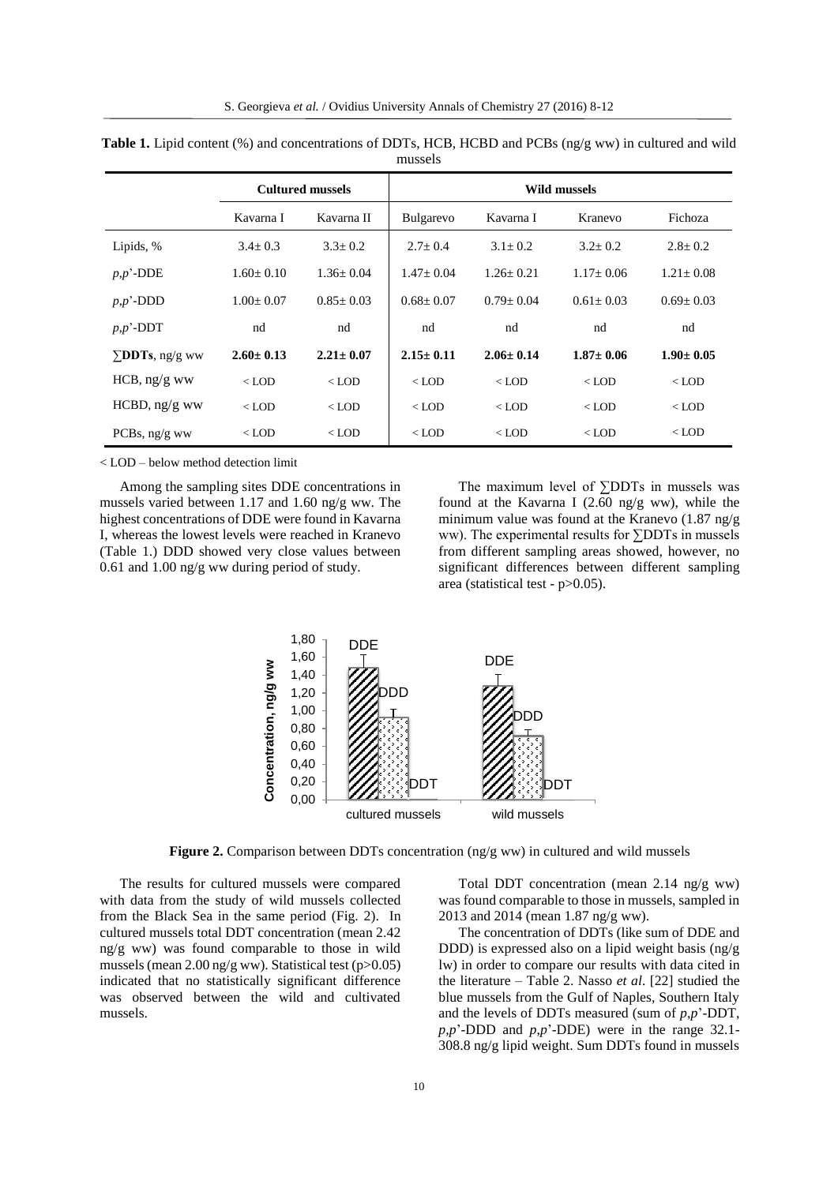**Table 1.** Lipid content (%) and concentrations of DDTs, HCB, HCBD and PCBs (ng/g ww) in cultured and wild mussels

| | Cultured mussels | | Wild mussels | | | |
|---|---|---|---|---|---|---|
| | Kavarna I | Kavarna II | Bulgarevo | Kavarna I | Kranevo | Fichoza |
| Lipids, % | 3.4± 0.3 | 3.3± 0.2 | 2.7± 0.4 | 3.1± 0.2 | 3.2± 0.2 | 2.8± 0.2 |
| *p,p*'-DDE | 1.60± 0.10 | 1.36± 0.04 | 1.47± 0.04 | 1.26± 0.21 | 1.17± 0.06 | 1.21± 0.08 |
| *p,p*'-DDD | 1.00± 0.07 | 0.85± 0.03 | 0.68± 0.07 | 0.79± 0.04 | 0.61± 0.03 | 0.69± 0.03 |
| *p,p*'-DDT | nd | nd | nd | nd | nd | nd |
| **∑DDTs**, ng/g ww | **2.60± 0.13** | **2.21± 0.07** | **2.15± 0.11** | **2.06± 0.14** | **1.87± 0.06** | **1.90± 0.05** |
| HCB, ng/g ww | < LOD | < LOD | < LOD | < LOD | < LOD | < LOD |
| HCBD, ng/g ww | < LOD | < LOD | < LOD | < LOD | < LOD | < LOD |
| PCBs, ng/g ww | < LOD | < LOD | < LOD | < LOD | < LOD | < LOD |

< LOD – below method detection limit

Among the sampling sites DDE concentrations in mussels varied between 1.17 and 1.60 ng/g ww. The highest concentrations of DDE were found in Kavarna I, whereas the lowest levels were reached in Kranevo (Table 1.) DDD showed very close values between 0.61 and 1.00 ng/g ww during period of study.

The maximum level of ∑DDTs in mussels was found at the Kavarna I (2.60 ng/g ww), while the minimum value was found at the Kranevo (1.87 ng/g ww). The experimental results for ∑DDTs in mussels from different sampling areas showed, however, no significant differences between different sampling area (statistical test - $p>0.05$).

**Figure 2.** Comparison between DDTs concentration (ng/g ww) in cultured and wild mussels

The results for cultured mussels were compared with data from the study of wild mussels collected from the Black Sea in the same period (Fig. 2). In cultured mussels total DDT concentration (mean 2.42 ng/g ww) was found comparable to those in wild mussels (mean 2.00 ng/g ww). Statistical test ($p>0.05$) indicated that no statistically significant difference was observed between the wild and cultivated mussels.

Total DDT concentration (mean 2.14 ng/g ww) was found comparable to those in mussels, sampled in 2013 and 2014 (mean 1.87 ng/g ww).

The concentration of DDTs (like sum of DDE and DDD) is expressed also on a lipid weight basis (ng/g lw) in order to compare our results with data cited in the literature – Table 2. Nasso *et al*. [22] studied the blue mussels from the Gulf of Naples, Southern Italy and the levels of DDTs measured (sum of *p,p*'-DDT, *p,p*'-DDD and *p,p*'-DDE) were in the range 32.1-308.8 ng/g lipid weight. Sum DDTs found in mussels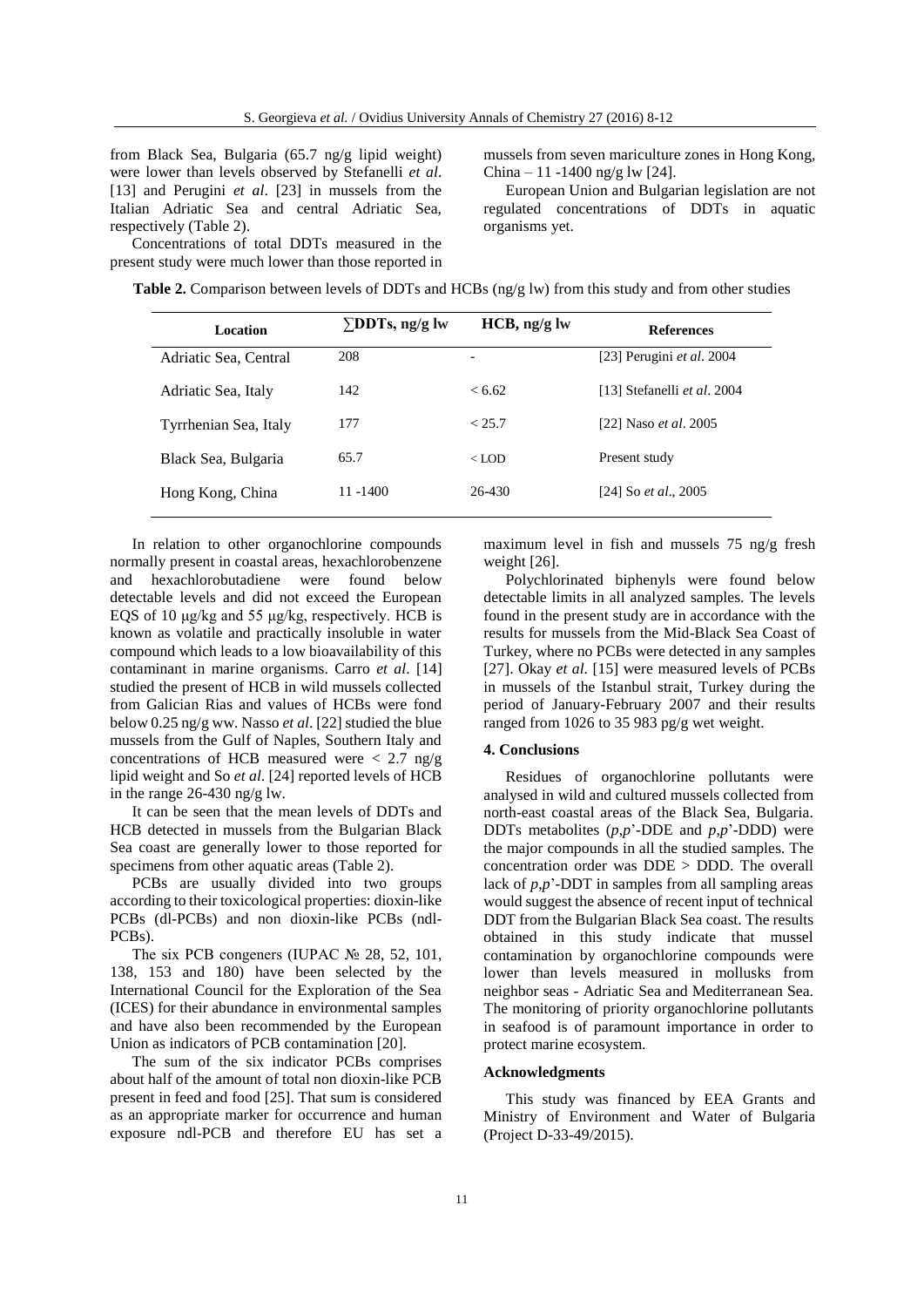from Black Sea, Bulgaria (65.7 ng/g lipid weight) were lower than levels observed by Stefanelli *et al*. [13] and Perugini *et al*. [23] in mussels from the Italian Adriatic Sea and central Adriatic Sea, respectively (Table 2).

Concentrations of total DDTs measured in the present study were much lower than those reported in mussels from seven mariculture zones in Hong Kong, China – 11 -1400 ng/g lw [24].

European Union and Bulgarian legislation are not regulated concentrations of DDTs in aquatic organisms yet.

**Table 2.** Comparison between levels of DDTs and HCBs (ng/g lw) from this study and from other studies

| Location | ∑DDTs, ng/g lw | HCB, ng/g lw | References |
|---|---|---|---|
| Adriatic Sea, Central | 208 | - | [23] Perugini *et al*. 2004 |
| Adriatic Sea, Italy | 142 | < 6.62 | [13] Stefanelli *et al*. 2004 |
| Tyrrhenian Sea, Italy | 177 | < 25.7 | [22] Naso *et al*. 2005 |
| Black Sea, Bulgaria | 65.7 | < LOD | Present study |
| Hong Kong, China | 11 -1400 | 26-430 | [24] So *et al*., 2005 |

In relation to other organochlorine compounds normally present in coastal areas, hexachlorobenzene and hexachlorobutadiene were found below detectable levels and did not exceed the European EQS of 10 μg/kg and 55 μg/kg, respectively. HCB is known as volatile and practically insoluble in water compound which leads to a low bioavailability of this contaminant in marine organisms. Carro *et al*. [14] studied the present of HCB in wild mussels collected from Galician Rias and values of HCBs were fond below 0.25 ng/g ww. Nasso *et al*. [22] studied the blue mussels from the Gulf of Naples, Southern Italy and concentrations of HCB measured were < 2.7 ng/g lipid weight and So *et al*. [24] reported levels of HCB in the range 26-430 ng/g lw.

It can be seen that the mean levels of DDTs and HCB detected in mussels from the Bulgarian Black Sea coast are generally lower to those reported for specimens from other aquatic areas (Table 2).

PCBs are usually divided into two groups according to their toxicological properties: dioxin-like PCBs (dl-PCBs) and non dioxin-like PCBs (ndl-PCBs).

The six PCB congeners (IUPAC № 28, 52, 101, 138, 153 and 180) have been selected by the International Council for the Exploration of the Sea (ICES) for their abundance in environmental samples and have also been recommended by the European Union as indicators of PCB contamination [20].

The sum of the six indicator PCBs comprises about half of the amount of total non dioxin-like PCB present in feed and food [25]. That sum is considered as an appropriate marker for occurrence and human exposure ndl-PCB and therefore EU has set a maximum level in fish and mussels 75 ng/g fresh weight [26].

Polychlorinated biphenyls were found below detectable limits in all analyzed samples. The levels found in the present study are in accordance with the results for mussels from the Mid-Black Sea Coast of Turkey, where no PCBs were detected in any samples [27]. Okay *et al*. [15] were measured levels of PCBs in mussels of the Istanbul strait, Turkey during the period of January-February 2007 and their results ranged from 1026 to 35 983 pg/g wet weight.

## 4. Conclusions

Residues of organochlorine pollutants were analysed in wild and cultured mussels collected from north-east coastal areas of the Black Sea, Bulgaria. DDTs metabolites (*p*,*p*'-DDE and *p*,*p*'-DDD) were the major compounds in all the studied samples. The concentration order was DDE > DDD. The overall lack of *p*,*p*'-DDT in samples from all sampling areas would suggest the absence of recent input of technical DDT from the Bulgarian Black Sea coast. The results obtained in this study indicate that mussel contamination by organochlorine compounds were lower than levels measured in mollusks from neighbor seas - Adriatic Sea and Mediterranean Sea. The monitoring of priority organochlorine pollutants in seafood is of paramount importance in order to protect marine ecosystem.

## Acknowledgments

This study was financed by EEA Grants and Ministry of Environment and Water of Bulgaria (Project D-33-49/2015).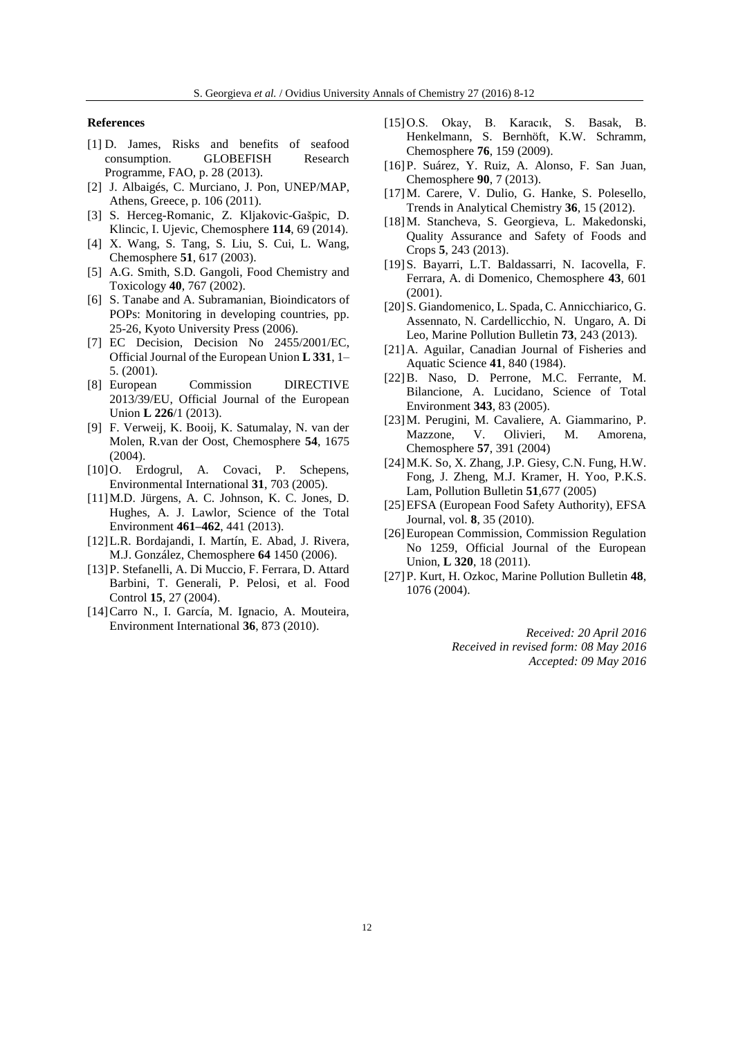**References**

[1] D. James, Risks and benefits of seafood consumption. GLOBEFISH Research Programme, FAO, p. 28 (2013).

[2] J. Albaigés, C. Murciano, J. Pon, UNEP/MAP, Athens, Greece, p. 106 (2011).

[3] S. Herceg-Romanic, Z. Kljakovic-Gašpic, D. Klincic, I. Ujevic, Chemosphere **114**, 69 (2014).

[4] X. Wang, S. Tang, S. Liu, S. Cui, L. Wang, Chemosphere **51**, 617 (2003).

[5] A.G. Smith, S.D. Gangoli, Food Chemistry and Toxicology **40**, 767 (2002).

[6] S. Tanabe and A. Subramanian, Bioindicators of POPs: Monitoring in developing countries, pp. 25-26, Kyoto University Press (2006).

[7] EC Decision, Decision No 2455/2001/EC, Official Journal of the European Union **L 331**, 1–5. (2001).

[8] European Commission DIRECTIVE 2013/39/EU, Official Journal of the European Union **L 226**/1 (2013).

[9] F. Verweij, K. Booij, K. Satumalay, N. van der Molen, R.van der Oost, Chemosphere **54**, 1675 (2004).

[10] O. Erdogrul, A. Covaci, P. Schepens, Environmental International **31**, 703 (2005).

[11] M.D. Jürgens, A. C. Johnson, K. C. Jones, D. Hughes, A. J. Lawlor, Science of the Total Environment **461–462**, 441 (2013).

[12] L.R. Bordajandi, I. Martín, E. Abad, J. Rivera, M.J. González, Chemosphere **64** 1450 (2006).

[13] P. Stefanelli, A. Di Muccio, F. Ferrara, D. Attard Barbini, T. Generali, P. Pelosi, et al. Food Control **15**, 27 (2004).

[14] Carro N., I. García, M. Ignacio, A. Mouteira, Environment International **36**, 873 (2010).

[15] O.S. Okay, B. Karacık, S. Basak, B. Henkelmann, S. Bernhöft, K.W. Schramm, Chemosphere **76**, 159 (2009).

[16] P. Suárez, Y. Ruiz, A. Alonso, F. San Juan, Chemosphere **90**, 7 (2013).

[17] M. Carere, V. Dulio, G. Hanke, S. Polesello, Trends in Analytical Chemistry **36**, 15 (2012).

[18] M. Stancheva, S. Georgieva, L. Makedonski, Quality Assurance and Safety of Foods and Crops **5**, 243 (2013).

[19] S. Bayarri, L.T. Baldassarri, N. Iacovella, F. Ferrara, A. di Domenico, Chemosphere **43**, 601 (2001).

[20] S. Giandomenico, L. Spada, C. Annicchiarico, G. Assennato, N. Cardellicchio, N. Ungaro, A. Di Leo, Marine Pollution Bulletin **73**, 243 (2013).

[21] A. Aguilar, Canadian Journal of Fisheries and Aquatic Science **41**, 840 (1984).

[22] B. Naso, D. Perrone, M.C. Ferrante, M. Bilancione, A. Lucidano, Science of Total Environment **343**, 83 (2005).

[23] M. Perugini, M. Cavaliere, A. Giammarino, P. Mazzone, V. Olivieri, M. Amorena, Chemosphere **57**, 391 (2004)

[24] M.K. So, X. Zhang, J.P. Giesy, C.N. Fung, H.W. Fong, J. Zheng, M.J. Kramer, H. Yoo, P.K.S. Lam, Pollution Bulletin **51**,677 (2005)

[25] EFSA (European Food Safety Authority), EFSA Journal, vol. **8**, 35 (2010).

[26] European Commission, Commission Regulation No 1259, Official Journal of the European Union, **L 320**, 18 (2011).

[27] P. Kurt, H. Ozkoc, Marine Pollution Bulletin **48**, 1076 (2004).

*Received: 20 April 2016*
*Received in revised form: 08 May 2016*
*Accepted: 09 May 2016*